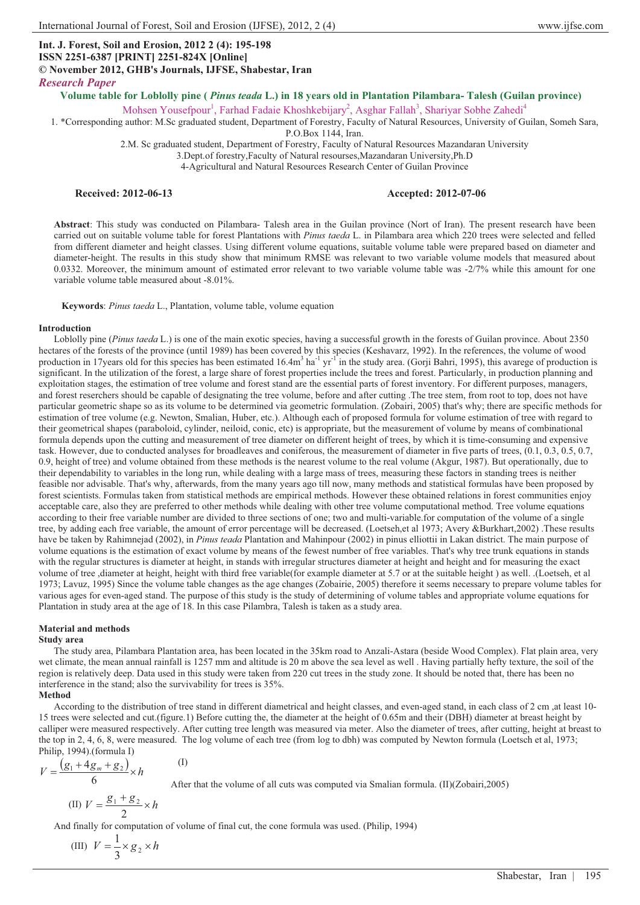**Int. J. Forest, Soil and Erosion, 2012 2 (4): 195-198**
**ISSN 2251-6387 [PRINT] 2251-824X [Online]**
**© November 2012, GHB's Journals, IJFSE, Shabestar, Iran**
***Research Paper***

# Volume table for Loblolly pine ( *Pinus teada* L.) in 18 years old in Plantation Pilambara- Talesh (Guilan province)

Mohsen Yousefpour[1], Farhad Fadaie Khoshkebijary[2], Asghar Fallah[3], Shariyar Sobhe Zahedi[4]

1. *Corresponding author: M.Sc graduated student, Department of Forestry, Faculty of Natural Resources, University of Guilan, Someh Sara, P.O.Box 1144, Iran.
2. M. Sc graduated student, Department of Forestry, Faculty of Natural Resources Mazandaran University
3. Dept.of forestry,Faculty of Natural resourses,Mazandaran University,Ph.D
4. Agricultural and Natural Resources Research Center of Guilan Province

**Received: 2012-06-13** **Accepted: 2012-07-06**

**Abstract**: This study was conducted on Pilambara- Talesh area in the Guilan province (Nort of Iran). The present research have been carried out on suitable volume table for forest Plantations with *Pinus taeda* L. in Pilambara area which 220 trees were selected and felled from different diameter and height classes. Using different volume equations, suitable volume table were prepared based on diameter and diameter-height. The results in this study show that minimum RMSE was relevant to two variable volume models that measured about 0.0332. Moreover, the minimum amount of estimated error relevant to two variable volume table was -2/7% while this amount for one variable volume table measured about -8.01%.

**Keywords**: *Pinus taeda* L., Plantation, volume table, volume equation

## Introduction

Loblolly pine (*Pinus taeda* L.) is one of the main exotic species, having a successful growth in the forests of Guilan province. About 2350 hectares of the forests of the province (until 1989) has been covered by this species (Keshavarz, 1992). In the references, the volume of wood production in 17years old for this species has been estimated 16.4m$^3$ ha$^{-1}$ yr$^{-1}$ in the study area. (Gorji Bahri, 1995), this avarege of production is significant. In the utilization of the forest, a large share of forest properties include the trees and forest. Particularly, in production planning and exploitation stages, the estimation of tree volume and forest stand are the essential parts of forest inventory. For different purposes, managers, and forest reserchers should be capable of designating the tree volume, before and after cutting .The tree stem, from root to top, does not have particular geometric shape so as its volume to be determined via geometric formulation. (Zobairi, 2005) that's why; there are specific methods for estimation of tree volume (e.g. Newton, Smalian, Huber, etc.). Although each of proposed formula for volume estimation of tree with regard to their geometrical shapes (paraboloid, cylinder, neiloid, conic, etc) is appropriate, but the measurement of volume by means of combinational formula depends upon the cutting and measurement of tree diameter on different height of trees, by which it is time-consuming and expensive task. However, due to conducted analyses for broadleaves and coniferous, the measurement of diameter in five parts of trees, (0.1, 0.3, 0.5, 0.7, 0.9, height of tree) and volume obtained from these methods is the nearest volume to the real volume (Akgur, 1987). But operationally, due to their dependability to variables in the long run, while dealing with a large mass of trees, measuring these factors in standing trees is neither feasible nor advisable. That's why, afterwards, from the many years ago till now, many methods and statistical formulas have been proposed by forest scientists. Formulas taken from statistical methods are empirical methods. However these obtained relations in forest communities enjoy acceptable care, also they are preferred to other methods while dealing with other tree volume computational method. Tree volume equations according to their free variable number are divided to three sections of one; two and multi-variable.for computation of the volume of a single tree, by adding each free variable, the amount of error percentage will be decreased. (Loetseh,et al 1973; Avery &Burkhart,2002) .These results have be taken by Rahimnejad (2002), in *Pinus teada* Plantation and Mahinpour (2002) in pinus elliottii in Lakan district. The main purpose of volume equations is the estimation of exact volume by means of the fewest number of free variables. That's why tree trunk equations in stands with the regular structures is diameter at height, in stands with irregular structures diameter at height and height and for measuring the exact volume of tree ,diameter at height, height with third free variable(for example diameter at 5.7 or at the suitable height ) as well. .(Loetseh, et al 1973; Lavuz, 1995) Since the volume table changes as the age changes (Zobairie, 2005) therefore it seems necessary to prepare volume tables for various ages for even-aged stand. The purpose of this study is the study of determining of volume tables and appropriate volume equations for Plantation in study area at the age of 18. In this case Pilambra, Talesh is taken as a study area.

## Material and methods

### Study area

The study area, Pilambara Plantation area, has been located in the 35km road to Anzali-Astara (beside Wood Complex). Flat plain area, very wet climate, the mean annual rainfall is 1257 mm and altitude is 20 m above the sea level as well . Having partially hefty texture, the soil of the region is relatively deep. Data used in this study were taken from 220 cut trees in the study zone. It should be noted that, there has been no interference in the stand; also the survivability for trees is 35%.

### Method

According to the distribution of tree stand in different diametrical and height classes, and even-aged stand, in each class of 2 cm ,at least 10-15 trees were selected and cut.(figure.1) Before cutting the, the diameter at the height of 0.65m and their (DBH) diameter at breast height by calliper were measured respectively. After cutting tree length was measured via meter. Also the diameter of trees, after cutting, height at breast to the top in 2, 4, 6, 8, were measured. The log volume of each tree (from log to dbh) was computed by Newton formula (Loetsch et al, 1973; Philip, 1994).(formula I)

$$V = \frac{(g_1 + 4g_m + g_2)}{6} \times h \qquad \text{(I)}$$

After that the volume of all cuts was computed via Smalian formula. (II)(Zobairi,2005)

$$\text{(II)} \quad V = \frac{g_1 + g_2}{2} \times h$$

And finally for computation of volume of final cut, the cone formula was used. (Philip, 1994)

$$\text{(III)} \quad V = \frac{1}{3} \times g_2 \times h$$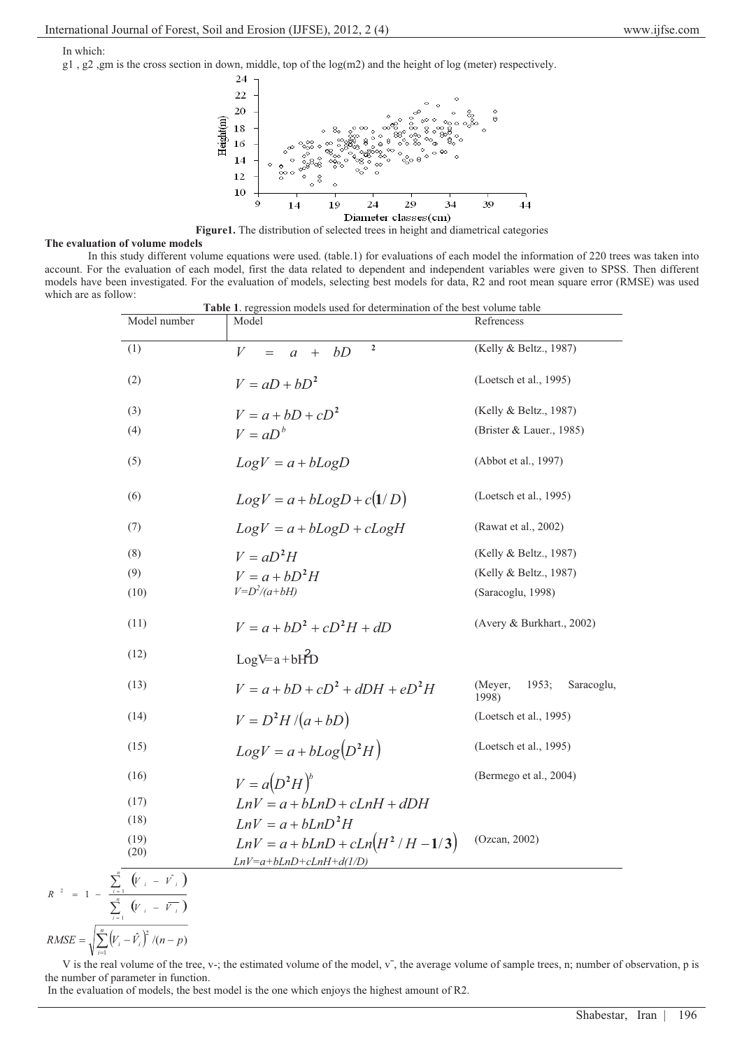In which:

g1 , g2 ,gm is the cross section in down, middle, top of the log(m2) and the height of log (meter) respectively.

**Figure1.** The distribution of selected trees in height and diametrical categories

**The evaluation of volume models**

In this study different volume equations were used. (table.1) for evaluations of each model the information of 220 trees was taken into account. For the evaluation of each model, first the data related to dependent and independent variables were given to SPSS. Then different models have been investigated. For the evaluation of models, selecting best models for data, R2 and root mean square error (RMSE) was used which are as follow:

**Table 1**. regression models used for determination of the best volume table

| Model number | Model | Refrencess |
|---|---|---|
| (1) | $V = a + bD^2$ | (Kelly & Beltz., 1987) |
| (2) | $V = aD + bD^2$ | (Loetsch et al., 1995) |
| (3) | $V = a + bD + cD^2$ | (Kelly & Beltz., 1987) |
| (4) | $V = aD^b$ | (Brister & Lauer., 1985) |
| (5) | $LogV = a + bLogD$ | (Abbot et al., 1997) |
| (6) | $LogV = a + bLogD + c(1/D)$ | (Loetsch et al., 1995) |
| (7) | $LogV = a + bLogD + cLogH$ | (Rawat et al., 2002) |
| (8) | $V = aD^2H$ | (Kelly & Beltz., 1987) |
| (9) | $V = a + bD^2H$ | (Kelly & Beltz., 1987) |
| (10) | $V=D^2/(a+bH)$ | (Saracoglu, 1998) |
| (11) | $V = a + bD^2 + cD^2H + dD$ | (Avery & Burkhart., 2002) |
| (12) | $LogV = a + bHD^2$ | |
| (13) | $V = a + bD + cD^2 + dDH + eD^2H$ | (Meyer, 1953; Saracoglu, 1998) |
| (14) | $V = D^2H/(a + bD)$ | (Loetsch et al., 1995) |
| (15) | $LogV = a + bLog(D^2H)$ | (Loetsch et al., 1995) |
| (16) | $V = a(D^2H)^b$ | (Bermego et al., 2004) |
| (17) | $LnV = a + bLnD + cLnH + dDH$ | |
| (18) | $LnV = a + bLnD^2H$ | |
| (19) | $LnV = a + bLnD + cLn(H^2/H - 1/3)$ | (Ozcan, 2002) |
| (20) | $LnV=a+bLnD+cLnH+d(1/D)$ | |

$$R^2 = 1 - \frac{\sum_{i=1}^{n}(V_i - \hat{V}_i)}{\sum_{i=1}^{n}(V_i - \overline{V_i})}$$

$$RMSE = \sqrt{\sum_{i=1}^{n}(V_i - \hat{V}_i)^2/(n-p)}$$

V is the real volume of the tree, v-; the estimated volume of the model, v¯, the average volume of sample trees, n; number of observation, p is the number of parameter in function.

In the evaluation of models, the best model is the one which enjoys the highest amount of R2.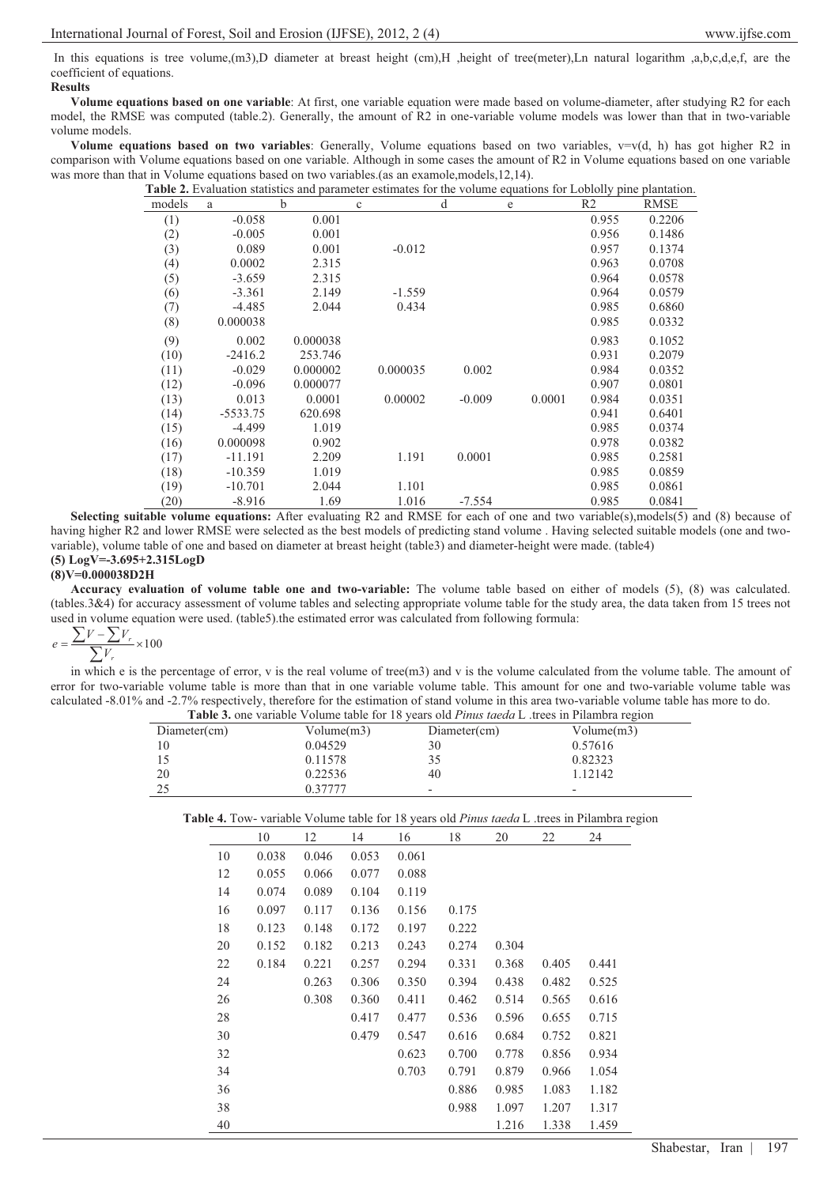In this equations is tree volume,(m3),D diameter at breast height (cm),H ,height of tree(meter),Ln natural logarithm ,a,b,c,d,e,f, are the coefficient of equations.

**Results**

**Volume equations based on one variable**: At first, one variable equation were made based on volume-diameter, after studying R2 for each model, the RMSE was computed (table.2). Generally, the amount of R2 in one-variable volume models was lower than that in two-variable volume models.

**Volume equations based on two variables**: Generally, Volume equations based on two variables, v=v(d, h) has got higher R2 in comparison with Volume equations based on one variable. Although in some cases the amount of R2 in Volume equations based on one variable was more than that in Volume equations based on two variables.(as an examole,models,12,14).

**Table 2.** Evaluation statistics and parameter estimates for the volume equations for Loblolly pine plantation.

| models | a | b | c | d | e | R2 | RMSE |
|---|---|---|---|---|---|---|---|
| (1) | -0.058 | 0.001 | | | | 0.955 | 0.2206 |
| (2) | -0.005 | 0.001 | | | | 0.956 | 0.1486 |
| (3) | 0.089 | 0.001 | -0.012 | | | 0.957 | 0.1374 |
| (4) | 0.0002 | 2.315 | | | | 0.963 | 0.0708 |
| (5) | -3.659 | 2.315 | | | | 0.964 | 0.0578 |
| (6) | -3.361 | 2.149 | -1.559 | | | 0.964 | 0.0579 |
| (7) | -4.485 | 2.044 | 0.434 | | | 0.985 | 0.6860 |
| (8) | 0.000038 | | | | | 0.985 | 0.0332 |
| (9) | 0.002 | 0.000038 | | | | 0.983 | 0.1052 |
| (10) | -2416.2 | 253.746 | | | | 0.931 | 0.2079 |
| (11) | -0.029 | 0.000002 | 0.000035 | 0.002 | | 0.984 | 0.0352 |
| (12) | -0.096 | 0.000077 | | | | 0.907 | 0.0801 |
| (13) | 0.013 | 0.0001 | 0.00002 | -0.009 | 0.0001 | 0.984 | 0.0351 |
| (14) | -5533.75 | 620.698 | | | | 0.941 | 0.6401 |
| (15) | -4.499 | 1.019 | | | | 0.985 | 0.0374 |
| (16) | 0.000098 | 0.902 | | | | 0.978 | 0.0382 |
| (17) | -11.191 | 2.209 | 1.191 | 0.0001 | | 0.985 | 0.2581 |
| (18) | -10.359 | 1.019 | | | | 0.985 | 0.0859 |
| (19) | -10.701 | 2.044 | 1.101 | | | 0.985 | 0.0861 |
| (20) | -8.916 | 1.69 | 1.016 | -7.554 | | 0.985 | 0.0841 |

**Selecting suitable volume equations:** After evaluating R2 and RMSE for each of one and two variable(s),models(5) and (8) because of having higher R2 and lower RMSE were selected as the best models of predicting stand volume . Having selected suitable models (one and two-variable), volume table of one and based on diameter at breast height (table3) and diameter-height were made. (table4)

**(5) LogV=-3.695+2.315LogD**

**(8)V=0.000038D2H**

**Accuracy evaluation of volume table one and two-variable:** The volume table based on either of models (5), (8) was calculated. (tables.3&4) for accuracy assessment of volume tables and selecting appropriate volume table for the study area, the data taken from 15 trees not used in volume equation were used. (table5).the estimated error was calculated from following formula:

$$e = \frac{\sum V - \sum V_r}{\sum V_r} \times 100$$

in which e is the percentage of error, v is the real volume of tree(m3) and v is the volume calculated from the volume table. The amount of error for two-variable volume table is more than that in one variable volume table. This amount for one and two-variable volume table was calculated -8.01% and -2.7% respectively, therefore for the estimation of stand volume in this area two-variable volume table has more to do.

**Table 3.** one variable Volume table for 18 years old *Pinus taeda* L .trees in Pilambra region

| Diameter(cm) | Volume(m3) | Diameter(cm) | Volume(m3) |
|---|---|---|---|
| 10 | 0.04529 | 30 | 0.57616 |
| 15 | 0.11578 | 35 | 0.82323 |
| 20 | 0.22536 | 40 | 1.12142 |
| 25 | 0.37777 | - | - |

**Table 4.** Tow- variable Volume table for 18 years old *Pinus taeda* L .trees in Pilambra region

| | 10 | 12 | 14 | 16 | 18 | 20 | 22 | 24 |
|---|---|---|---|---|---|---|---|---|
| 10 | 0.038 | 0.046 | 0.053 | 0.061 | | | | |
| 12 | 0.055 | 0.066 | 0.077 | 0.088 | | | | |
| 14 | 0.074 | 0.089 | 0.104 | 0.119 | | | | |
| 16 | 0.097 | 0.117 | 0.136 | 0.156 | 0.175 | | | |
| 18 | 0.123 | 0.148 | 0.172 | 0.197 | 0.222 | | | |
| 20 | 0.152 | 0.182 | 0.213 | 0.243 | 0.274 | 0.304 | | |
| 22 | 0.184 | 0.221 | 0.257 | 0.294 | 0.331 | 0.368 | 0.405 | 0.441 |
| 24 | | 0.263 | 0.306 | 0.350 | 0.394 | 0.438 | 0.482 | 0.525 |
| 26 | | 0.308 | 0.360 | 0.411 | 0.462 | 0.514 | 0.565 | 0.616 |
| 28 | | | 0.417 | 0.477 | 0.536 | 0.596 | 0.655 | 0.715 |
| 30 | | | 0.479 | 0.547 | 0.616 | 0.684 | 0.752 | 0.821 |
| 32 | | | | 0.623 | 0.700 | 0.778 | 0.856 | 0.934 |
| 34 | | | | 0.703 | 0.791 | 0.879 | 0.966 | 1.054 |
| 36 | | | | | 0.886 | 0.985 | 1.083 | 1.182 |
| 38 | | | | | 0.988 | 1.097 | 1.207 | 1.317 |
| 40 | | | | | | 1.216 | 1.338 | 1.459 |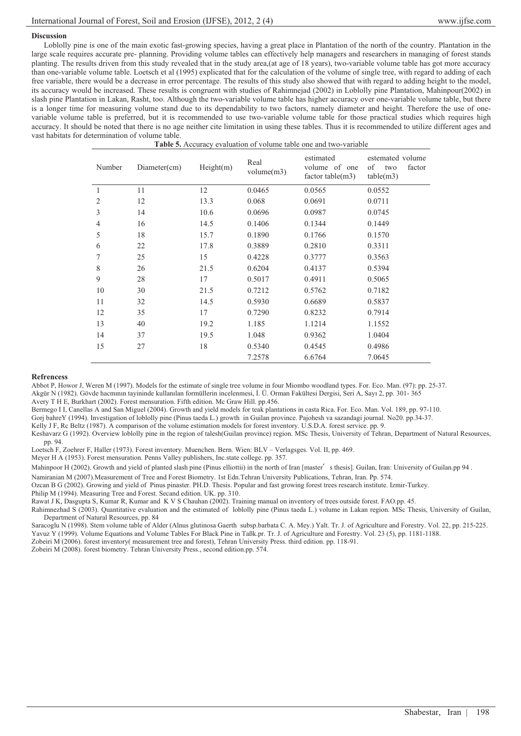**Discussion**

Loblolly pine is one of the main exotic fast-growing species, having a great place in Plantation of the north of the country. Plantation in the large scale requires accurate pre- planning. Providing volume tables can effectively help managers and researchers in managing of forest stands planting. The results driven from this study revealed that in the study area,(at age of 18 years), two-variable volume table has got more accuracy than one-variable volume table. Loetsch et al (1995) explicated that for the calculation of the volume of single tree, with regard to adding of each free variable, there would be a decrease in error percentage. The results of this study also showed that with regard to adding height to the model, its accuracy would be increased. These results is congruent with studies of Rahimnejad (2002) in Loblolly pine Plantation, Mahinpour(2002) in slash pine Plantation in Lakan, Rasht, too. Although the two-variable volume table has higher accuracy over one-variable volume table, but there is a longer time for measuring volume stand due to its dependability to two factors, namely diameter and height. Therefore the use of one-variable volume table is preferred, but it is recommended to use two-variable volume table for those practical studies which requires high accuracy. It should be noted that there is no age neither cite limitation in using these tables. Thus it is recommended to utilize different ages and vast habitats for determination of volume table.

**Table 5.** Accuracy evaluation of volume table one and two-variable

| Number | Diameter(cm) | Height(m) | Real volume(m3) | estimated volume of one factor table(m3) | estemated volume of two factor table(m3) |
|---|---|---|---|---|---|
| 1 | 11 | 12 | 0.0465 | 0.0565 | 0.0552 |
| 2 | 12 | 13.3 | 0.068 | 0.0691 | 0.0711 |
| 3 | 14 | 10.6 | 0.0696 | 0.0987 | 0.0745 |
| 4 | 16 | 14.5 | 0.1406 | 0.1344 | 0.1449 |
| 5 | 18 | 15.7 | 0.1890 | 0.1766 | 0.1570 |
| 6 | 22 | 17.8 | 0.3889 | 0.2810 | 0.3311 |
| 7 | 25 | 15 | 0.4228 | 0.3777 | 0.3563 |
| 8 | 26 | 21.5 | 0.6204 | 0.4137 | 0.5394 |
| 9 | 28 | 17 | 0.5017 | 0.4911 | 0.5065 |
| 10 | 30 | 21.5 | 0.7212 | 0.5762 | 0.7182 |
| 11 | 32 | 14.5 | 0.5930 | 0.6689 | 0.5837 |
| 12 | 35 | 17 | 0.7290 | 0.8232 | 0.7914 |
| 13 | 40 | 19.2 | 1.185 | 1.1214 | 1.1552 |
| 14 | 37 | 19.5 | 1.048 | 0.9362 | 1.0404 |
| 15 | 27 | 18 | 0.5340 | 0.4545 | 0.4986 |
| | | | 7.2578 | 6.6764 | 7.0645 |

**Refrencess**

Abbot P, Howor J, Weren M (1997). Models for the estimate of single tree volume in four Miombo woodland types. For. Eco. Man. (97): pp. 25-37.

Akgür N (1982). Gövde hacmının tayininde kullanılan formüllerin incelenmesi, İ. Ü. Orman Fakültesi Dergisi, Seri A, Sayı 2, pp. 301- 365

Avery T H E, Burkhart (2002). Forest mensuration. Fifth edition. Mc Graw Hill. pp.456.

Bermego I I, Canellas A and San Miguel (2004). Growth and yield models for teak plantations in casta Rica. For. Eco. Man. Vol. 189, pp. 97-110.

Gorj bahreY (1994). Investigation of loblolly pine (Pinus taeda L.) growth in Guilan province. Pajohesh va sazandagi journal. No20. pp.34-37.

Kelly J F, Rc Beltz (1987). A comparison of the volume estimation models for forest inventory. U.S.D.A. forest service. pp. 9.

Keshavarz G (1992). Overview loblolly pine in the region of talesh(Guilan province) region. MSc Thesis, University of Tehran, Department of Natural Resources, pp. 94.

Loetsch F, Zoehrer F, Haller (1973). Forest inventory. Muenchen. Bern. Wien: BLV – Verlagsges. Vol. II, pp. 469.

Meyer H A (1953). Forest mensuration. Penns Valley publishers, Inc.state college. pp. 357.

Mahinpoor H (2002). Growth and yield of planted slash pine (Pinus elliottii) in the north of Iran [master' s thesis]. Guilan, Iran: University of Guilan.pp 94 .

Namiranian M (2007).Measurement of Tree and Forest Biometry. 1st Edn.Tehran University Publications, Tehran, Iran. Pp. 574.

Ozcan B G (2002). Growing and yield of Pinus pinaster. PH.D. Thesis. Popular and fast growing forest trees research institute. Izmir-Turkey.

Philip M (1994). Measuring Tree and Forest. Secand edition. UK. pp. 310.

Rawat J K, Dasgupta S, Kumar R, Kumar and K V S Chauhan (2002). Training manual on inventory of trees outside forest. FAO.pp. 45.

Rahimnezhad S (2003). Quantitative evaluation and the estimated of loblolly pine (Pinus taeda L.) volume in Lakan region. MSc Thesis, University of Guilan, Department of Natural Resources, pp. 84

Saracoglu N (1998). Stem volume table of Alder (Alnus glutinosa Gaerth subsp.barbata C. A. Mey.) Yalt. Tr. J. of Agriculture and Forestry. Vol. 22, pp. 215-225.

Yavuz Y (1999). Volume Equations and Volume Tables For Black Pine in Taßk.pr. Tr. J. of Agriculture and Forestry. Vol. 23 (5), pp. 1181-1188.

Zobeiri M (2006). forest inventory( measurement tree and forest), Tehran University Press. third edition. pp. 118-91.

Zobeiri M (2008). forest biometry. Tehran University Press., second edition.pp. 574.